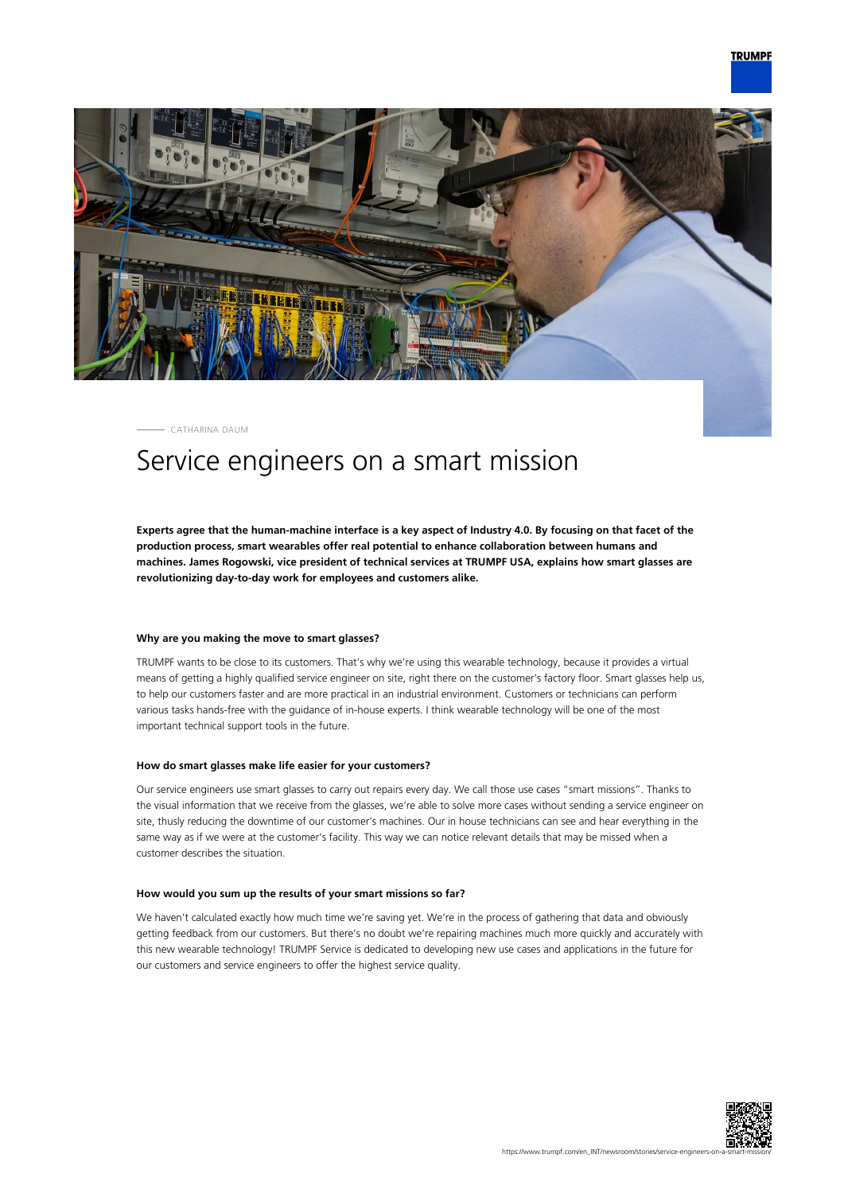CATHARINA DAUM

# Service engineers on a smart mission

**Experts agree that the human-machine interface is a key aspect of Industry 4.0. By focusing on that facet of the production process, smart wearables offer real potential to enhance collaboration between humans and machines. James Rogowski, vice president of technical services at TRUMPF USA, explains how smart glasses are revolutionizing day-to-day work for employees and customers alike.**

#### Why are you making the move to smart glasses?

TRUMPF wants to be close to its customers. That's why we're using this wearable technology, because it provides a virtual means of getting a highly qualified service engineer on site, right there on the customer's factory floor. Smart glasses help us, to help our customers faster and are more practical in an industrial environment. Customers or technicians can perform various tasks hands-free with the guidance of in-house experts. I think wearable technology will be one of the most important technical support tools in the future.

#### How do smart glasses make life easier for your customers?

Our service engineers use smart glasses to carry out repairs every day. We call those use cases "smart missions". Thanks to the visual information that we receive from the glasses, we're able to solve more cases without sending a service engineer on site, thusly reducing the downtime of our customer's machines. Our in house technicians can see and hear everything in the same way as if we were at the customer's facility. This way we can notice relevant details that may be missed when a customer describes the situation.

#### How would you sum up the results of your smart missions so far?

We haven't calculated exactly how much time we're saving yet. We're in the process of gathering that data and obviously getting feedback from our customers. But there's no doubt we're repairing machines much more quickly and accurately with this new wearable technology! TRUMPF Service is dedicated to developing new use cases and applications in the future for our customers and service engineers to offer the highest service quality.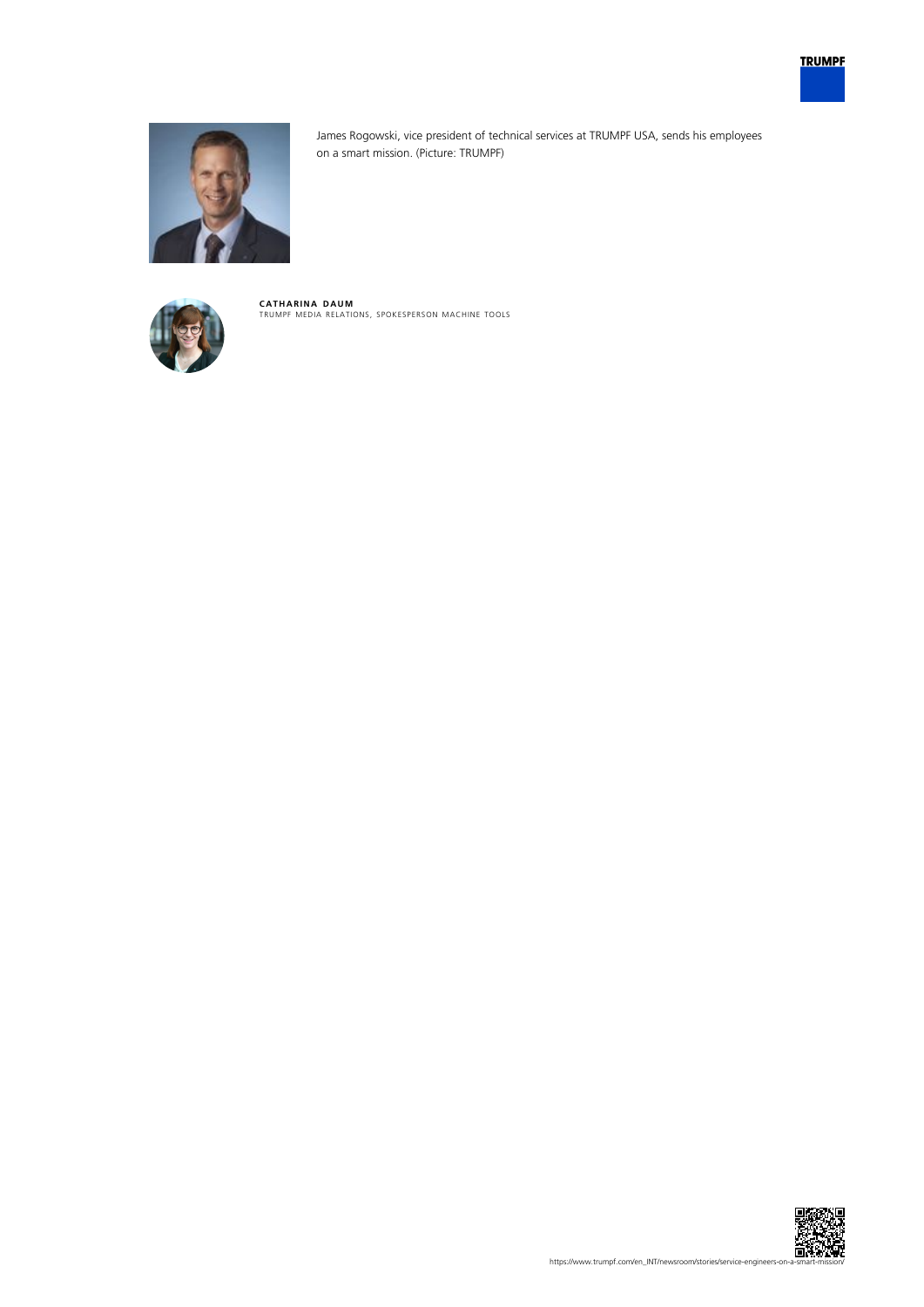James Rogowski, vice president of technical services at TRUMPF USA, sends his employees on a smart mission. (Picture: TRUMPF)

**CATHARINA DAUM**
TRUMPF MEDIA RELATIONS, SPOKESPERSON MACHINE TOOLS